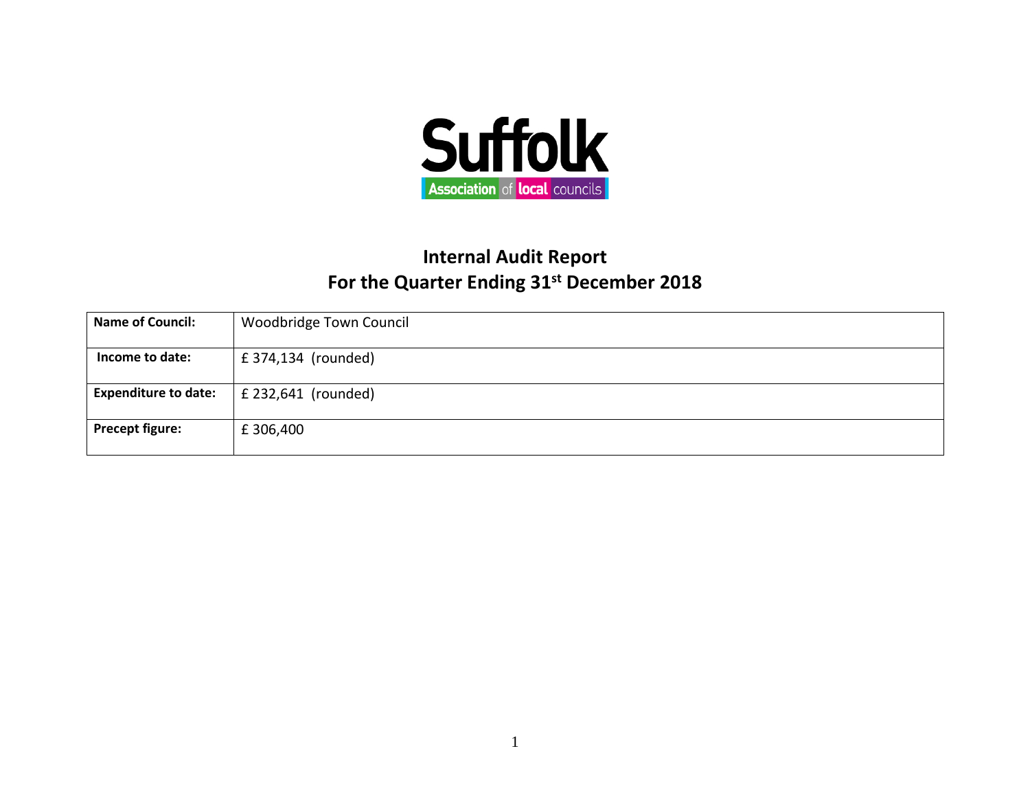Suffolk

Association of local councils

# Internal Audit Report
## For the Quarter Ending 31st December 2018

| | |
|---|---|
| **Name of Council:** | Woodbridge Town Council |
| **Income to date:** | £ 374,134 (rounded) |
| **Expenditure to date:** | £ 232,641 (rounded) |
| **Precept figure:** | £ 306,400 |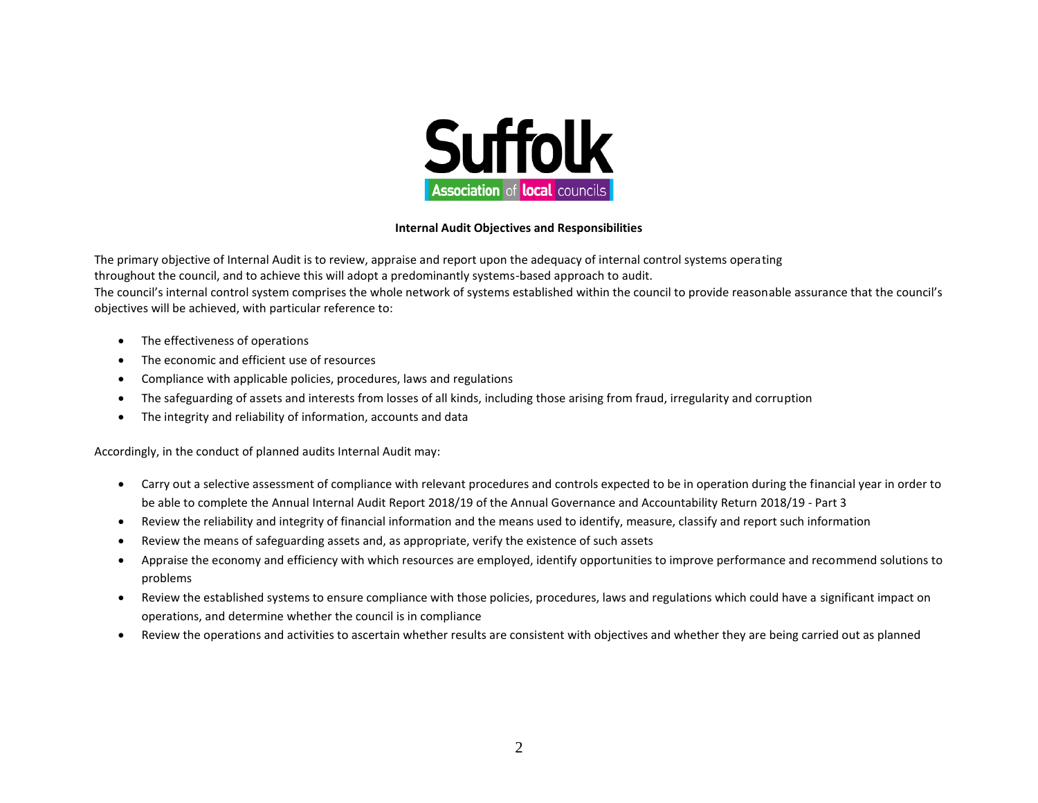# Internal Audit Objectives and Responsibilities

The primary objective of Internal Audit is to review, appraise and report upon the adequacy of internal control systems operating throughout the council, and to achieve this will adopt a predominantly systems-based approach to audit.

The council's internal control system comprises the whole network of systems established within the council to provide reasonable assurance that the council's objectives will be achieved, with particular reference to:

- The effectiveness of operations
- The economic and efficient use of resources
- Compliance with applicable policies, procedures, laws and regulations
- The safeguarding of assets and interests from losses of all kinds, including those arising from fraud, irregularity and corruption
- The integrity and reliability of information, accounts and data

Accordingly, in the conduct of planned audits Internal Audit may:

- Carry out a selective assessment of compliance with relevant procedures and controls expected to be in operation during the financial year in order to be able to complete the Annual Internal Audit Report 2018/19 of the Annual Governance and Accountability Return 2018/19 - Part 3
- Review the reliability and integrity of financial information and the means used to identify, measure, classify and report such information
- Review the means of safeguarding assets and, as appropriate, verify the existence of such assets
- Appraise the economy and efficiency with which resources are employed, identify opportunities to improve performance and recommend solutions to problems
- Review the established systems to ensure compliance with those policies, procedures, laws and regulations which could have a significant impact on operations, and determine whether the council is in compliance
- Review the operations and activities to ascertain whether results are consistent with objectives and whether they are being carried out as planned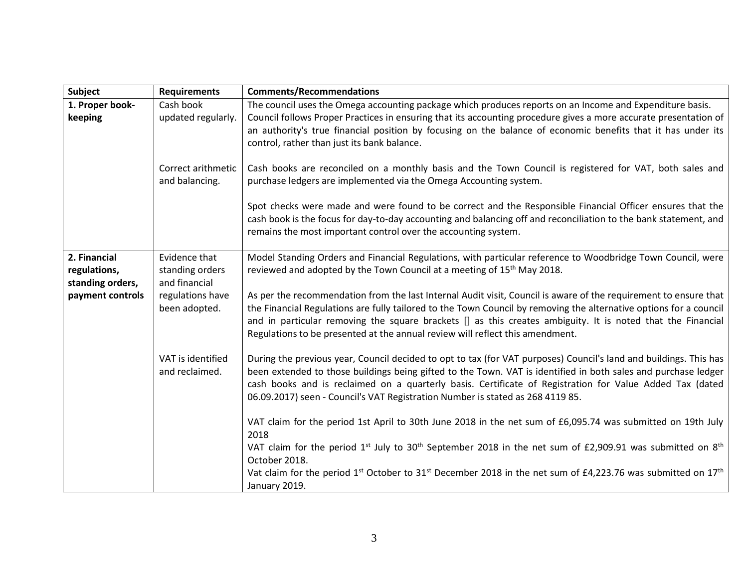| Subject | Requirements | Comments/Recommendations |
| --- | --- | --- |
| **1. Proper book-keeping** | Cash book updated regularly. | The council uses the Omega accounting package which produces reports on an Income and Expenditure basis. Council follows Proper Practices in ensuring that its accounting procedure gives a more accurate presentation of an authority's true financial position by focusing on the balance of economic benefits that it has under its control, rather than just its bank balance. |
| | Correct arithmetic and balancing. | Cash books are reconciled on a monthly basis and the Town Council is registered for VAT, both sales and purchase ledgers are implemented via the Omega Accounting system.<br><br>Spot checks were made and were found to be correct and the Responsible Financial Officer ensures that the cash book is the focus for day-to-day accounting and balancing off and reconciliation to the bank statement, and remains the most important control over the accounting system. |
| **2. Financial regulations, standing orders, payment controls** | Evidence that standing orders and financial regulations have been adopted. | Model Standing Orders and Financial Regulations, with particular reference to Woodbridge Town Council, were reviewed and adopted by the Town Council at a meeting of 15th May 2018.<br><br>As per the recommendation from the last Internal Audit visit, Council is aware of the requirement to ensure that the Financial Regulations are fully tailored to the Town Council by removing the alternative options for a council and in particular removing the square brackets [] as this creates ambiguity. It is noted that the Financial Regulations to be presented at the annual review will reflect this amendment. |
| | VAT is identified and reclaimed. | During the previous year, Council decided to opt to tax (for VAT purposes) Council's land and buildings. This has been extended to those buildings being gifted to the Town. VAT is identified in both sales and purchase ledger cash books and is reclaimed on a quarterly basis. Certificate of Registration for Value Added Tax (dated 06.09.2017) seen - Council's VAT Registration Number is stated as 268 4119 85.<br><br>VAT claim for the period 1st April to 30th June 2018 in the net sum of £6,095.74 was submitted on 19th July 2018<br>VAT claim for the period 1st July to 30th September 2018 in the net sum of £2,909.91 was submitted on 8th October 2018.<br>Vat claim for the period 1st October to 31st December 2018 in the net sum of £4,223.76 was submitted on 17th January 2019. |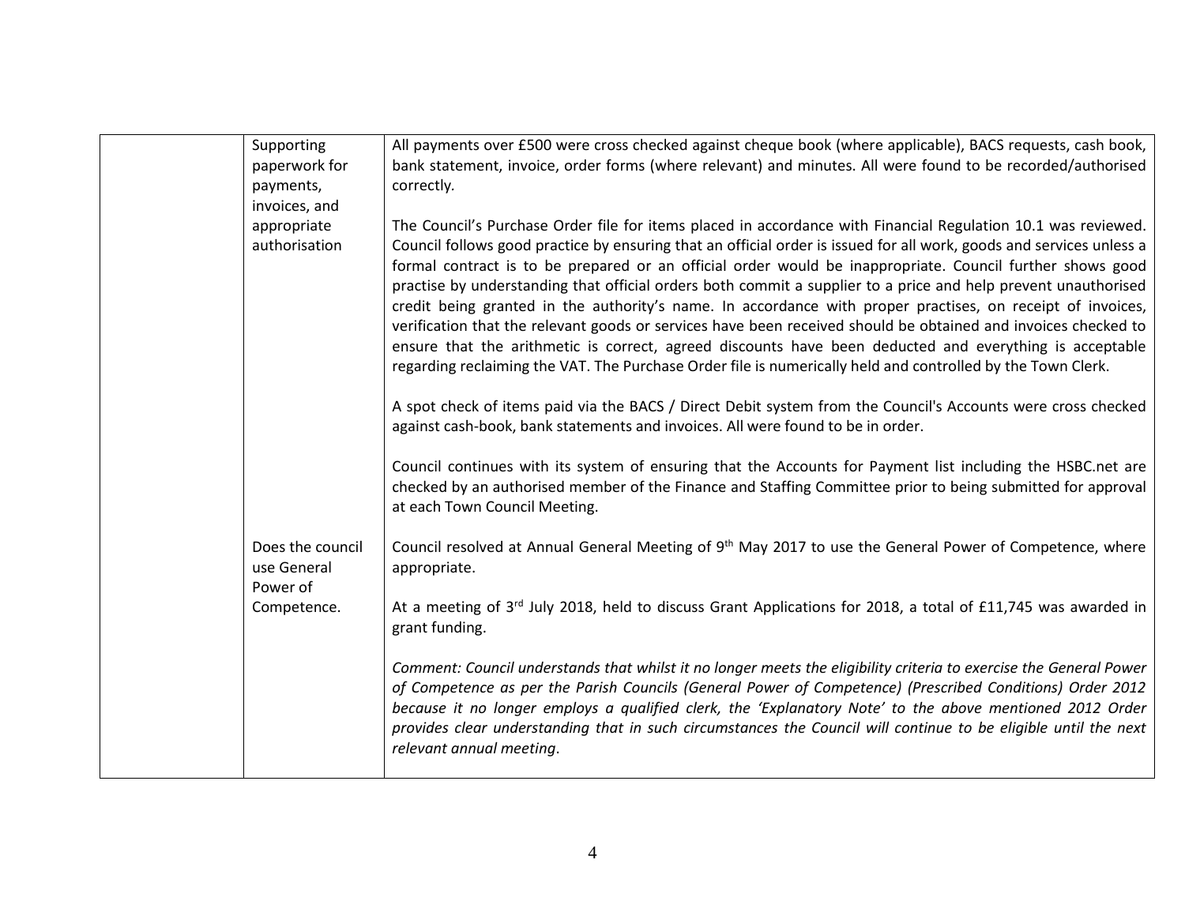|  |  |  |
|---|---|---|
|  | Supporting paperwork for payments, invoices, and appropriate authorisation | All payments over £500 were cross checked against cheque book (where applicable), BACS requests, cash book, bank statement, invoice, order forms (where relevant) and minutes. All were found to be recorded/authorised correctly.<br><br>The Council's Purchase Order file for items placed in accordance with Financial Regulation 10.1 was reviewed. Council follows good practice by ensuring that an official order is issued for all work, goods and services unless a formal contract is to be prepared or an official order would be inappropriate. Council further shows good practise by understanding that official orders both commit a supplier to a price and help prevent unauthorised credit being granted in the authority's name. In accordance with proper practises, on receipt of invoices, verification that the relevant goods or services have been received should be obtained and invoices checked to ensure that the arithmetic is correct, agreed discounts have been deducted and everything is acceptable regarding reclaiming the VAT. The Purchase Order file is numerically held and controlled by the Town Clerk.<br><br>A spot check of items paid via the BACS / Direct Debit system from the Council's Accounts were cross checked against cash-book, bank statements and invoices. All were found to be in order.<br><br>Council continues with its system of ensuring that the Accounts for Payment list including the HSBC.net are checked by an authorised member of the Finance and Staffing Committee prior to being submitted for approval at each Town Council Meeting. |
|  | Does the council use General Power of Competence. | Council resolved at Annual General Meeting of 9th May 2017 to use the General Power of Competence, where appropriate.<br><br>At a meeting of 3rd July 2018, held to discuss Grant Applications for 2018, a total of £11,745 was awarded in grant funding.<br><br>*Comment: Council understands that whilst it no longer meets the eligibility criteria to exercise the General Power of Competence as per the Parish Councils (General Power of Competence) (Prescribed Conditions) Order 2012 because it no longer employs a qualified clerk, the 'Explanatory Note' to the above mentioned 2012 Order provides clear understanding that in such circumstances the Council will continue to be eligible until the next relevant annual meeting.* |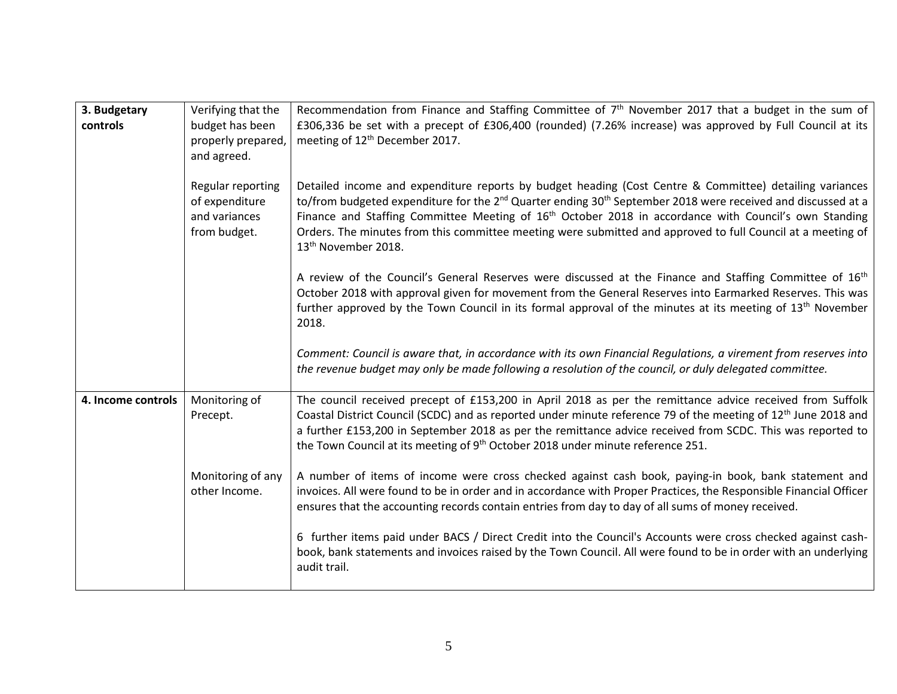| 3. Budgetary controls | Verifying that the budget has been properly prepared, and agreed. | Recommendation from Finance and Staffing Committee of 7th November 2017 that a budget in the sum of £306,336 be set with a precept of £306,400 (rounded) (7.26% increase) was approved by Full Council at its meeting of 12th December 2017. |
|---|---|---|
| | Regular reporting of expenditure and variances from budget. | Detailed income and expenditure reports by budget heading (Cost Centre & Committee) detailing variances to/from budgeted expenditure for the 2nd Quarter ending 30th September 2018 were received and discussed at a Finance and Staffing Committee Meeting of 16th October 2018 in accordance with Council's own Standing Orders. The minutes from this committee meeting were submitted and approved to full Council at a meeting of 13th November 2018.<br><br>A review of the Council's General Reserves were discussed at the Finance and Staffing Committee of 16th October 2018 with approval given for movement from the General Reserves into Earmarked Reserves. This was further approved by the Town Council in its formal approval of the minutes at its meeting of 13th November 2018.<br><br>*Comment: Council is aware that, in accordance with its own Financial Regulations, a virement from reserves into the revenue budget may only be made following a resolution of the council, or duly delegated committee.* |
| **4. Income controls** | Monitoring of Precept. | The council received precept of £153,200 in April 2018 as per the remittance advice received from Suffolk Coastal District Council (SCDC) and as reported under minute reference 79 of the meeting of 12th June 2018 and a further £153,200 in September 2018 as per the remittance advice received from SCDC. This was reported to the Town Council at its meeting of 9th October 2018 under minute reference 251. |
| | Monitoring of any other Income. | A number of items of income were cross checked against cash book, paying-in book, bank statement and invoices. All were found to be in order and in accordance with Proper Practices, the Responsible Financial Officer ensures that the accounting records contain entries from day to day of all sums of money received.<br><br>6 further items paid under BACS / Direct Credit into the Council's Accounts were cross checked against cash-book, bank statements and invoices raised by the Town Council. All were found to be in order with an underlying audit trail. |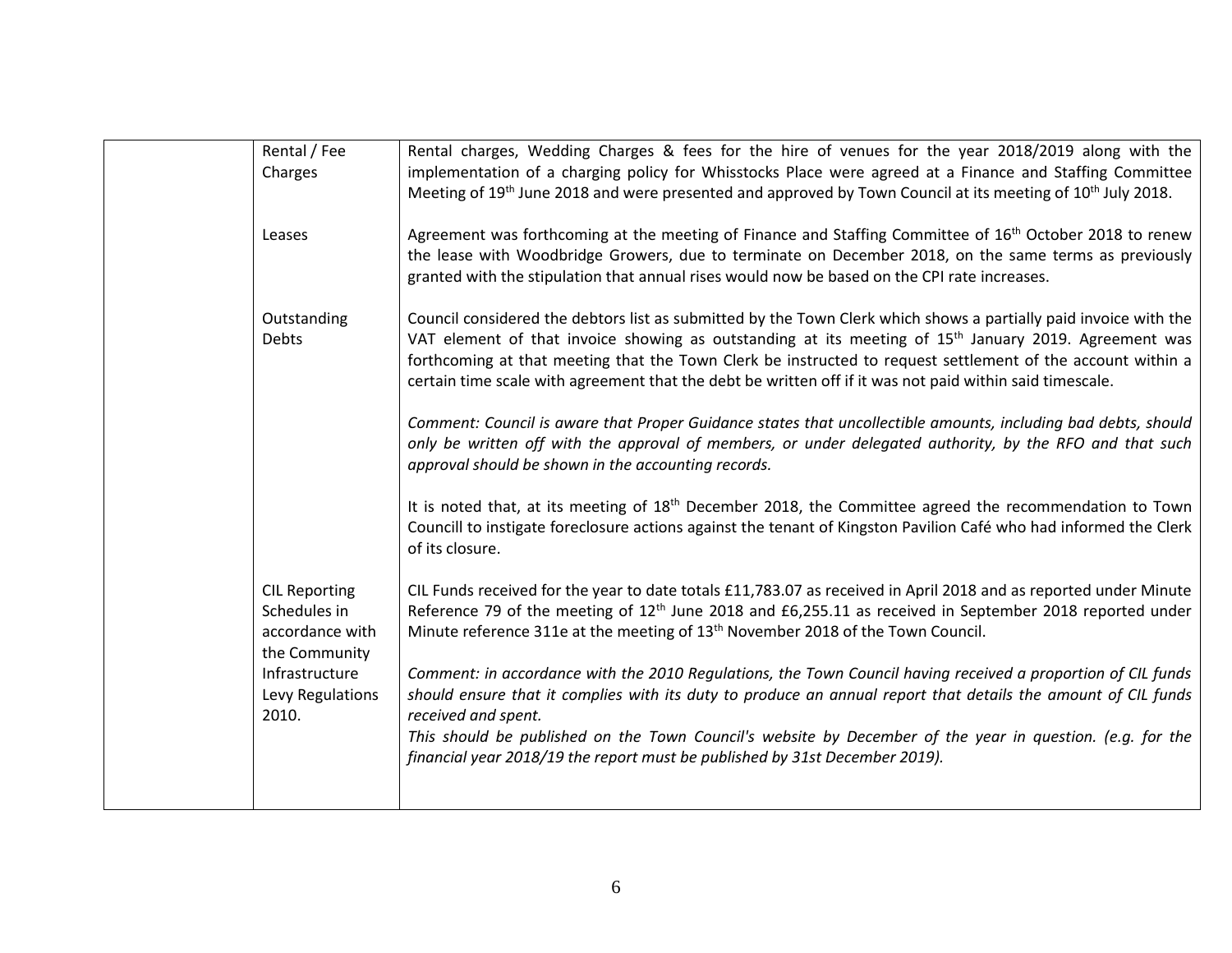|  |  |  |
|---|---|---|
|  | Rental / Fee Charges | Rental charges, Wedding Charges & fees for the hire of venues for the year 2018/2019 along with the implementation of a charging policy for Whisstocks Place were agreed at a Finance and Staffing Committee Meeting of 19th June 2018 and were presented and approved by Town Council at its meeting of 10th July 2018. |
|  | Leases | Agreement was forthcoming at the meeting of Finance and Staffing Committee of 16th October 2018 to renew the lease with Woodbridge Growers, due to terminate on December 2018, on the same terms as previously granted with the stipulation that annual rises would now be based on the CPI rate increases. |
|  | Outstanding Debts | Council considered the debtors list as submitted by the Town Clerk which shows a partially paid invoice with the VAT element of that invoice showing as outstanding at its meeting of 15th January 2019. Agreement was forthcoming at that meeting that the Town Clerk be instructed to request settlement of the account within a certain time scale with agreement that the debt be written off if it was not paid within said timescale.<br><br>*Comment: Council is aware that Proper Guidance states that uncollectible amounts, including bad debts, should only be written off with the approval of members, or under delegated authority, by the RFO and that such approval should be shown in the accounting records.*<br><br>It is noted that, at its meeting of 18th December 2018, the Committee agreed the recommendation to Town Councill to instigate foreclosure actions against the tenant of Kingston Pavilion Café who had informed the Clerk of its closure. |
|  | CIL Reporting Schedules in accordance with the Community Infrastructure Levy Regulations 2010. | CIL Funds received for the year to date totals £11,783.07 as received in April 2018 and as reported under Minute Reference 79 of the meeting of 12th June 2018 and £6,255.11 as received in September 2018 reported under Minute reference 311e at the meeting of 13th November 2018 of the Town Council.<br><br>*Comment: in accordance with the 2010 Regulations, the Town Council having received a proportion of CIL funds should ensure that it complies with its duty to produce an annual report that details the amount of CIL funds received and spent.*<br>*This should be published on the Town Council's website by December of the year in question. (e.g. for the financial year 2018/19 the report must be published by 31st December 2019).* |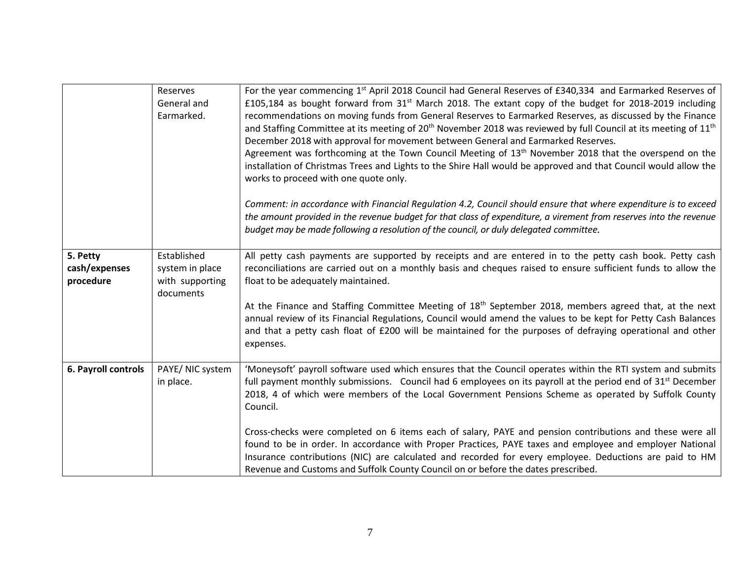| | | |
|---|---|---|
| | Reserves General and Earmarked. | For the year commencing 1st April 2018 Council had General Reserves of £340,334 and Earmarked Reserves of £105,184 as bought forward from 31st March 2018. The extant copy of the budget for 2018-2019 including recommendations on moving funds from General Reserves to Earmarked Reserves, as discussed by the Finance and Staffing Committee at its meeting of 20th November 2018 was reviewed by full Council at its meeting of 11th December 2018 with approval for movement between General and Earmarked Reserves.<br>Agreement was forthcoming at the Town Council Meeting of 13th November 2018 that the overspend on the installation of Christmas Trees and Lights to the Shire Hall would be approved and that Council would allow the works to proceed with one quote only.<br><br>*Comment: in accordance with Financial Regulation 4.2, Council should ensure that where expenditure is to exceed the amount provided in the revenue budget for that class of expenditure, a virement from reserves into the revenue budget may be made following a resolution of the council, or duly delegated committee.* |
| **5. Petty cash/expenses procedure** | Established system in place with supporting documents | All petty cash payments are supported by receipts and are entered in to the petty cash book. Petty cash reconciliations are carried out on a monthly basis and cheques raised to ensure sufficient funds to allow the float to be adequately maintained.<br><br>At the Finance and Staffing Committee Meeting of 18th September 2018, members agreed that, at the next annual review of its Financial Regulations, Council would amend the values to be kept for Petty Cash Balances and that a petty cash float of £200 will be maintained for the purposes of defraying operational and other expenses. |
| **6. Payroll controls** | PAYE/ NIC system in place. | 'Moneysoft' payroll software used which ensures that the Council operates within the RTI system and submits full payment monthly submissions. Council had 6 employees on its payroll at the period end of 31st December 2018, 4 of which were members of the Local Government Pensions Scheme as operated by Suffolk County Council.<br><br>Cross-checks were completed on 6 items each of salary, PAYE and pension contributions and these were all found to be in order. In accordance with Proper Practices, PAYE taxes and employee and employer National Insurance contributions (NIC) are calculated and recorded for every employee. Deductions are paid to HM Revenue and Customs and Suffolk County Council on or before the dates prescribed. |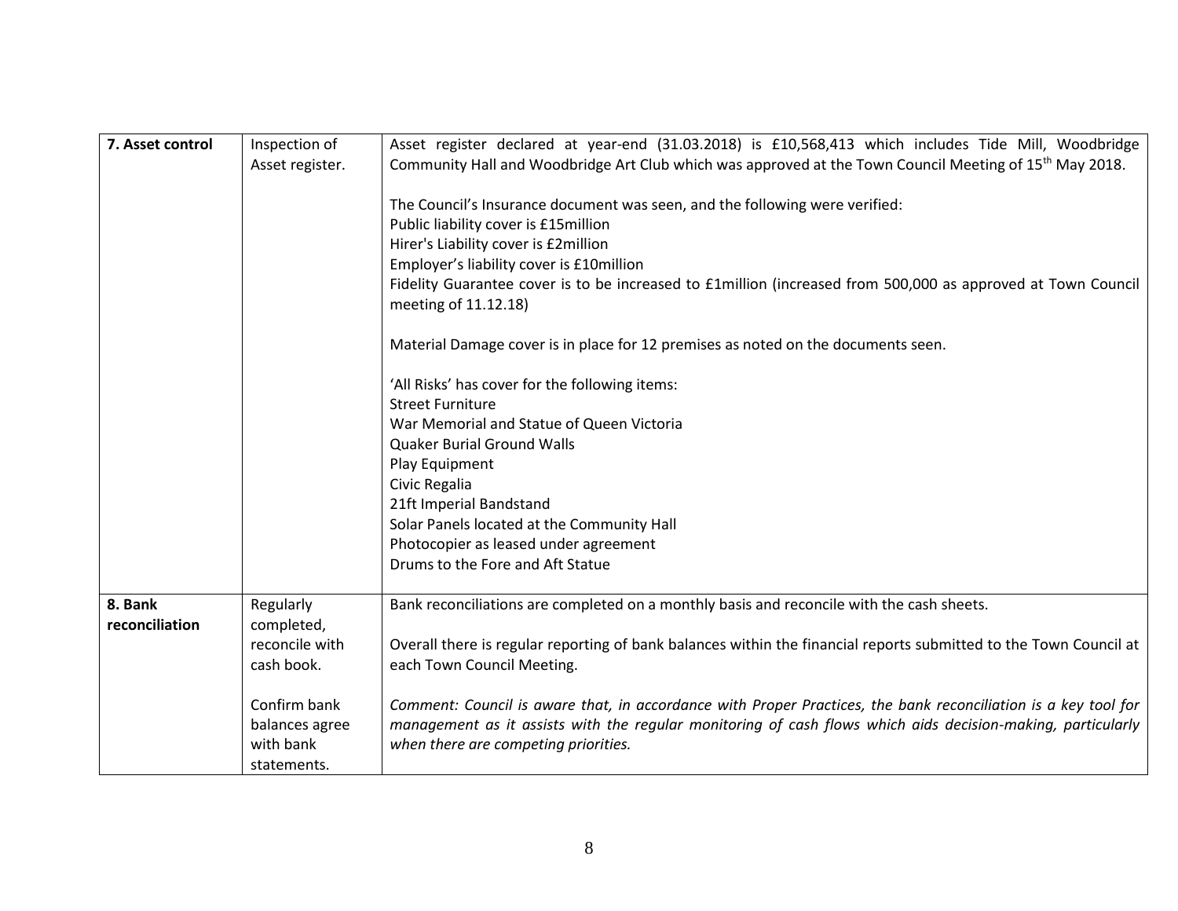| | | |
|---|---|---|
| **7. Asset control** | Inspection of Asset register. | Asset register declared at year-end (31.03.2018) is £10,568,413 which includes Tide Mill, Woodbridge Community Hall and Woodbridge Art Club which was approved at the Town Council Meeting of 15th May 2018.<br><br>The Council's Insurance document was seen, and the following were verified:<br>Public liability cover is £15million<br>Hirer's Liability cover is £2million<br>Employer's liability cover is £10million<br>Fidelity Guarantee cover is to be increased to £1million (increased from 500,000 as approved at Town Council meeting of 11.12.18)<br><br>Material Damage cover is in place for 12 premises as noted on the documents seen.<br><br>'All Risks' has cover for the following items:<br>Street Furniture<br>War Memorial and Statue of Queen Victoria<br>Quaker Burial Ground Walls<br>Play Equipment<br>Civic Regalia<br>21ft Imperial Bandstand<br>Solar Panels located at the Community Hall<br>Photocopier as leased under agreement<br>Drums to the Fore and Aft Statue |
| **8. Bank reconciliation** | Regularly completed, reconcile with cash book.<br><br>Confirm bank balances agree with bank statements. | Bank reconciliations are completed on a monthly basis and reconcile with the cash sheets.<br><br>Overall there is regular reporting of bank balances within the financial reports submitted to the Town Council at each Town Council Meeting.<br><br>*Comment: Council is aware that, in accordance with Proper Practices, the bank reconciliation is a key tool for management as it assists with the regular monitoring of cash flows which aids decision-making, particularly when there are competing priorities.* |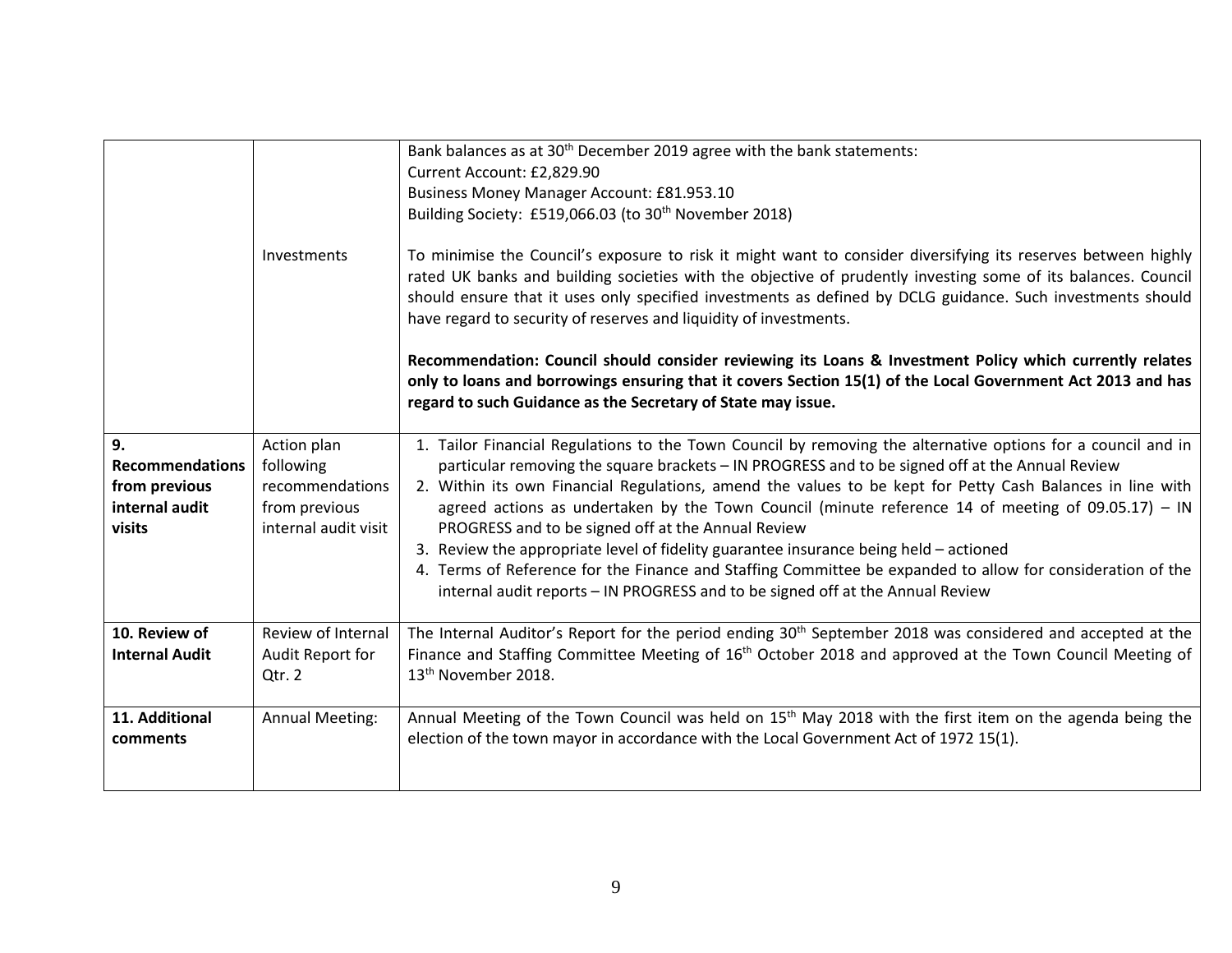| | | |
|---|---|---|
| | Investments | Bank balances as at 30th December 2019 agree with the bank statements:<br>Current Account: £2,829.90<br>Business Money Manager Account: £81.953.10<br>Building Society: £519,066.03 (to 30th November 2018)<br><br>To minimise the Council's exposure to risk it might want to consider diversifying its reserves between highly rated UK banks and building societies with the objective of prudently investing some of its balances. Council should ensure that it uses only specified investments as defined by DCLG guidance. Such investments should have regard to security of reserves and liquidity of investments.<br><br>**Recommendation: Council should consider reviewing its Loans & Investment Policy which currently relates only to loans and borrowings ensuring that it covers Section 15(1) of the Local Government Act 2013 and has regard to such Guidance as the Secretary of State may issue.** |
| **9. Recommendations from previous internal audit visits** | Action plan following recommendations from previous internal audit visit | 1. Tailor Financial Regulations to the Town Council by removing the alternative options for a council and in particular removing the square brackets – IN PROGRESS and to be signed off at the Annual Review<br>2. Within its own Financial Regulations, amend the values to be kept for Petty Cash Balances in line with agreed actions as undertaken by the Town Council (minute reference 14 of meeting of 09.05.17) – IN PROGRESS and to be signed off at the Annual Review<br>3. Review the appropriate level of fidelity guarantee insurance being held – actioned<br>4. Terms of Reference for the Finance and Staffing Committee be expanded to allow for consideration of the internal audit reports – IN PROGRESS and to be signed off at the Annual Review |
| **10. Review of Internal Audit** | Review of Internal Audit Report for Qtr. 2 | The Internal Auditor's Report for the period ending 30th September 2018 was considered and accepted at the Finance and Staffing Committee Meeting of 16th October 2018 and approved at the Town Council Meeting of 13th November 2018. |
| **11. Additional comments** | Annual Meeting: | Annual Meeting of the Town Council was held on 15th May 2018 with the first item on the agenda being the election of the town mayor in accordance with the Local Government Act of 1972 15(1). |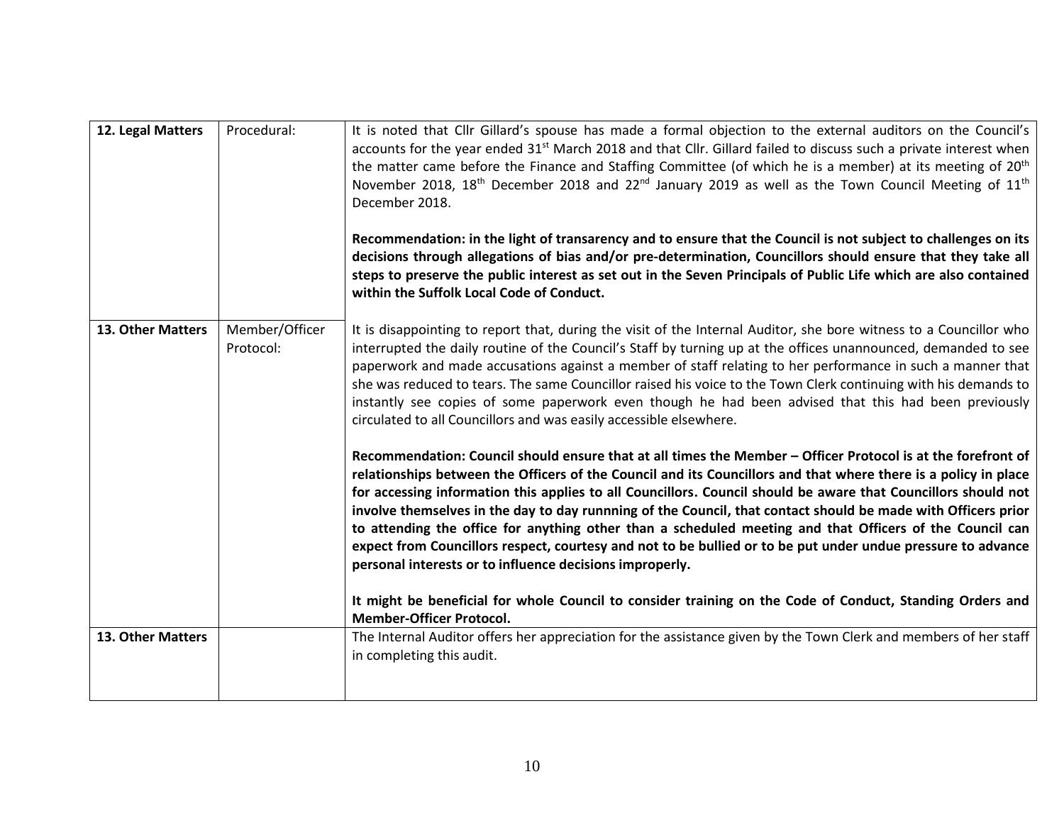| 12. Legal Matters | Procedural: | It is noted that Cllr Gillard's spouse has made a formal objection to the external auditors on the Council's accounts for the year ended 31st March 2018 and that Cllr. Gillard failed to discuss such a private interest when the matter came before the Finance and Staffing Committee (of which he is a member) at its meeting of 20th November 2018, 18th December 2018 and 22nd January 2019 as well as the Town Council Meeting of 11th December 2018.<br><br>**Recommendation: in the light of transarency and to ensure that the Council is not subject to challenges on its decisions through allegations of bias and/or pre-determination, Councillors should ensure that they take all steps to preserve the public interest as set out in the Seven Principals of Public Life which are also contained within the Suffolk Local Code of Conduct.** |
|---|---|---|
| **13. Other Matters** | Member/Officer Protocol: | It is disappointing to report that, during the visit of the Internal Auditor, she bore witness to a Councillor who interrupted the daily routine of the Council's Staff by turning up at the offices unannounced, demanded to see paperwork and made accusations against a member of staff relating to her performance in such a manner that she was reduced to tears. The same Councillor raised his voice to the Town Clerk continuing with his demands to instantly see copies of some paperwork even though he had been advised that this had been previously circulated to all Councillors and was easily accessible elsewhere.<br><br>**Recommendation: Council should ensure that at all times the Member – Officer Protocol is at the forefront of relationships between the Officers of the Council and its Councillors and that where there is a policy in place for accessing information this applies to all Councillors. Council should be aware that Councillors should not involve themselves in the day to day runnning of the Council, that contact should be made with Officers prior to attending the office for anything other than a scheduled meeting and that Officers of the Council can expect from Councillors respect, courtesy and not to be bullied or to be put under undue pressure to advance personal interests or to influence decisions improperly.**<br><br>**It might be beneficial for whole Council to consider training on the Code of Conduct, Standing Orders and Member-Officer Protocol.** |
| **13. Other Matters** | | The Internal Auditor offers her appreciation for the assistance given by the Town Clerk and members of her staff in completing this audit. |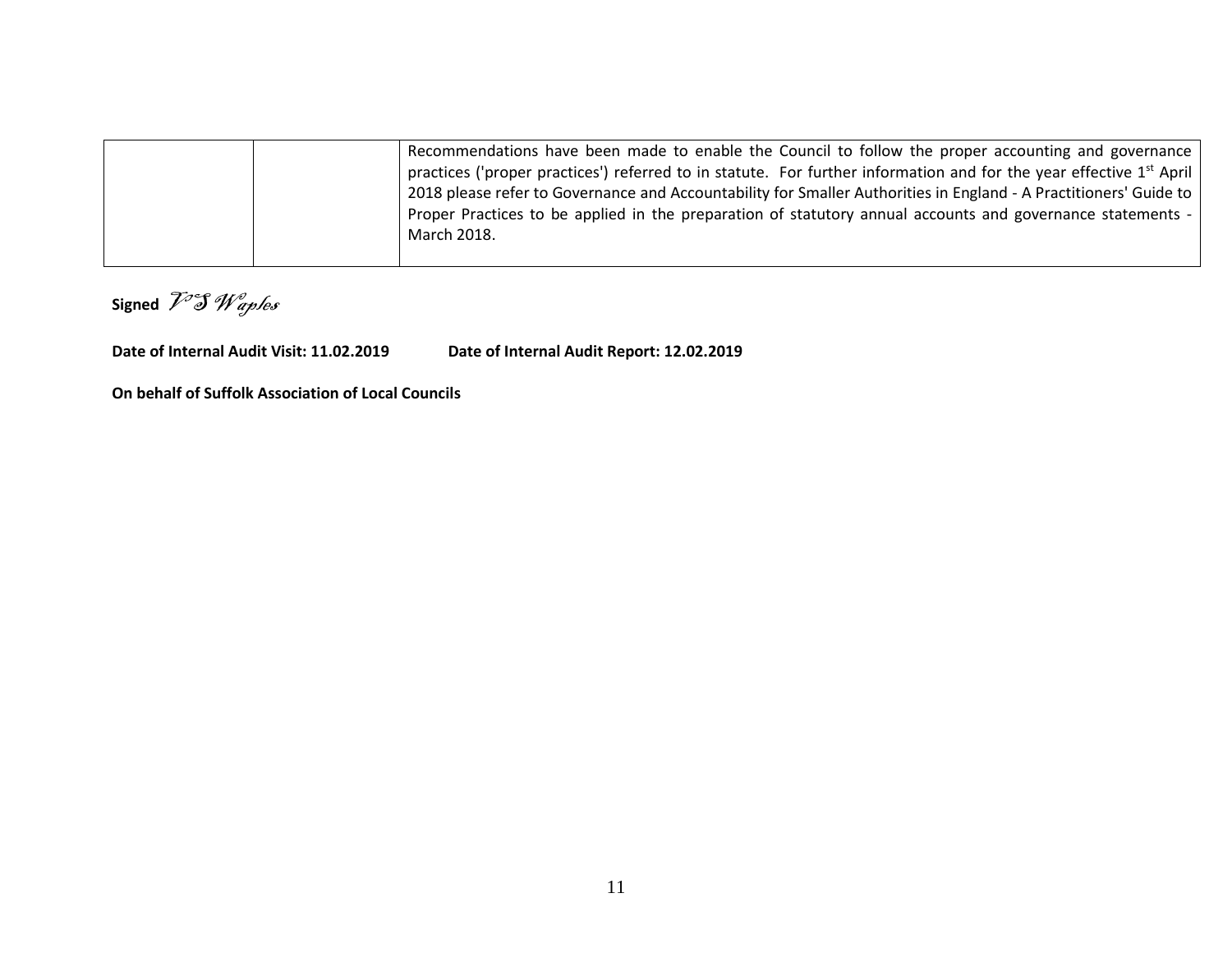| | | |
|---|---|---|
| | | Recommendations have been made to enable the Council to follow the proper accounting and governance practices ('proper practices') referred to in statute. For further information and for the year effective 1st April 2018 please refer to Governance and Accountability for Smaller Authorities in England - A Practitioners' Guide to Proper Practices to be applied in the preparation of statutory annual accounts and governance statements - March 2018. |

**Signed** *V S Waples*

**Date of Internal Audit Visit: 11.02.2019** **Date of Internal Audit Report: 12.02.2019**

**On behalf of Suffolk Association of Local Councils**